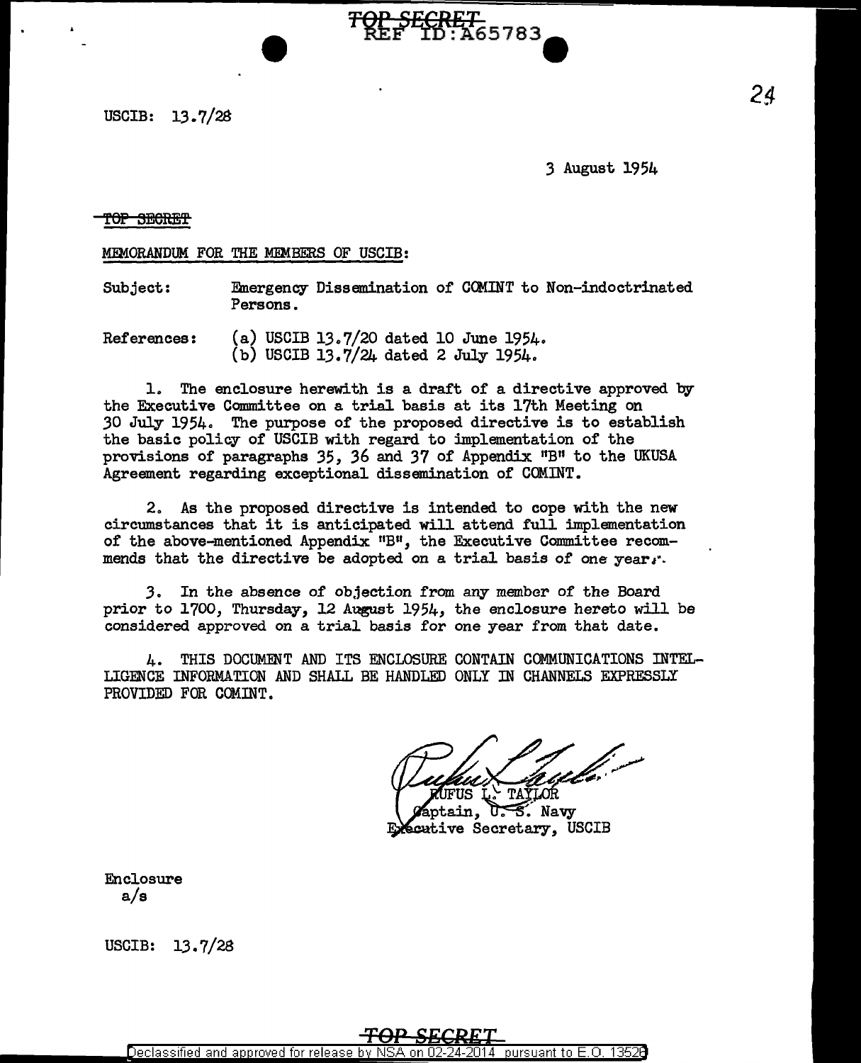USCIB: 13.7/28

3 August 1954

~~TOP SECRET~~

MEMORANDUM FOR THE MEMBERS OF USCIB:

Subject: Emergency Dissemination of COMINT to Non-indoctrinated Persons.

References: (a) USCIB 13.7/20 dated 10 June 1954.
(b) USCIB 13.7/24 dated 2 July 1954.

1. The enclosure herewith is a draft of a directive approved by the Executive Committee on a trial basis at its 17th Meeting on 30 July 1954. The purpose of the proposed directive is to establish the basic policy of USCIB with regard to implementation of the provisions of paragraphs 35, 36 and 37 of Appendix "B" to the UKUSA Agreement regarding exceptional dissemination of COMINT.

2. As the proposed directive is intended to cope with the new circumstances that it is anticipated will attend full implementation of the above-mentioned Appendix "B", the Executive Committee recommends that the directive be adopted on a trial basis of one year.

3. In the absence of objection from any member of the Board prior to 1700, Thursday, 12 August 1954, the enclosure hereto will be considered approved on a trial basis for one year from that date.

4. THIS DOCUMENT AND ITS ENCLOSURE CONTAIN COMMUNICATIONS INTELLIGENCE INFORMATION AND SHALL BE HANDLED ONLY IN CHANNELS EXPRESSLY PROVIDED FOR COMINT.

RUFUS L. TAYLOR
Captain, U. S. Navy
Executive Secretary, USCIB

Enclosure
a/s

USCIB: 13.7/28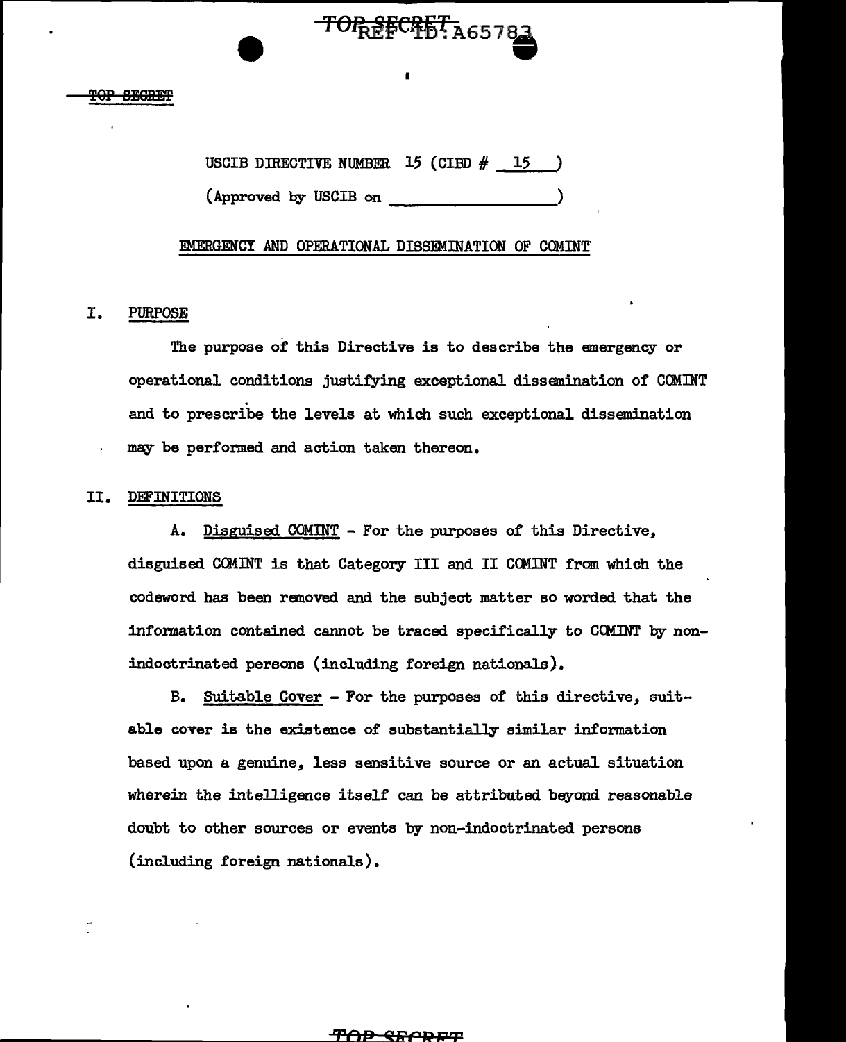USCIB DIRECTIVE NUMBER 15 (CIBD # 15 )

(Approved by USCIB on _________________)

EMERGENCY AND OPERATIONAL DISSEMINATION OF COMINT

## I. PURPOSE

The purpose of this Directive is to describe the emergency or operational conditions justifying exceptional dissemination of COMINT and to prescribe the levels at which such exceptional dissemination may be performed and action taken thereon.

## II. DEFINITIONS

A. Disguised COMINT - For the purposes of this Directive, disguised COMINT is that Category III and II COMINT from which the codeword has been removed and the subject matter so worded that the information contained cannot be traced specifically to COMINT by non-indoctrinated persons (including foreign nationals).

B. Suitable Cover - For the purposes of this directive, suitable cover is the existence of substantially similar information based upon a genuine, less sensitive source or an actual situation wherein the intelligence itself can be attributed beyond reasonable doubt to other sources or events by non-indoctrinated persons (including foreign nationals).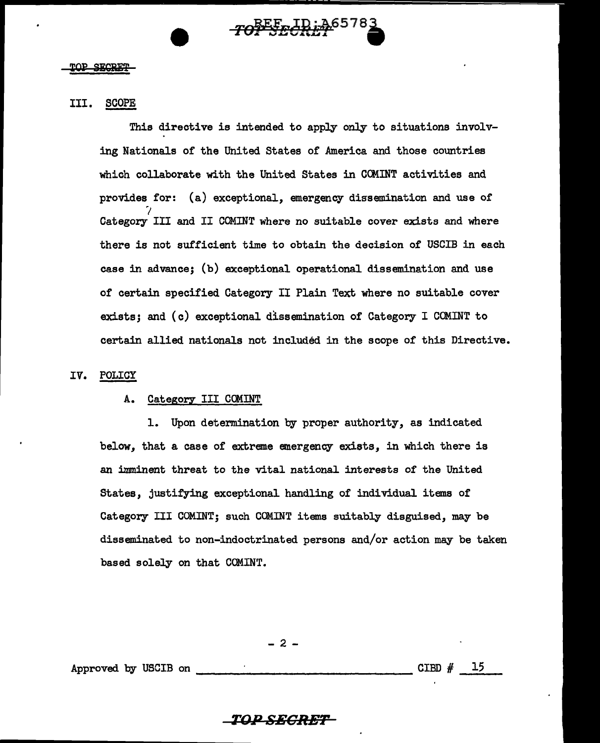## III. SCOPE

This directive is intended to apply only to situations involving Nationals of the United States of America and those countries which collaborate with the United States in COMINT activities and provides for: (a) exceptional, emergency dissemination and use of Category III and II COMINT where no suitable cover exists and where there is not sufficient time to obtain the decision of USCIB in each case in advance; (b) exceptional operational dissemination and use of certain specified Category II Plain Text where no suitable cover exists; and (c) exceptional dissemination of Category I COMINT to certain allied nationals not included in the scope of this Directive.

## IV. POLICY

### A. Category III COMINT

1. Upon determination by proper authority, as indicated below, that a case of extreme emergency exists, in which there is an imminent threat to the vital national interests of the United States, justifying exceptional handling of individual items of Category III COMINT; such COMINT items suitably disguised, may be disseminated to non-indoctrinated persons and/or action may be taken based solely on that COMINT.

Approved by USCIB on \_\_\_\_\_\_\_\_\_\_\_\_\_\_\_\_\_\_\_\_ CIBD # 15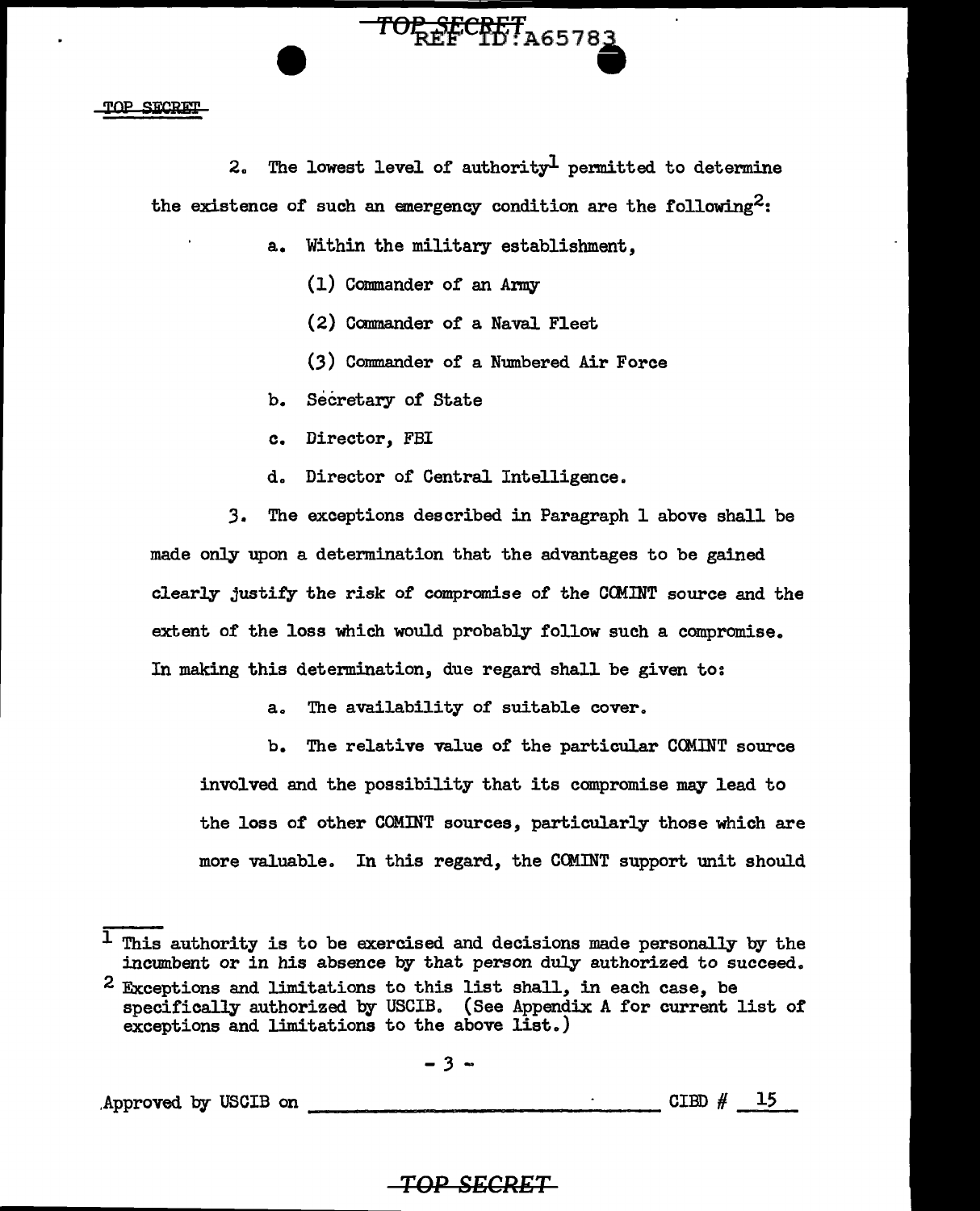2. The lowest level of authority[1] permitted to determine the existence of such an emergency condition are the following[2]:

   a. Within the military establishment,

      (1) Commander of an Army

      (2) Commander of a Naval Fleet

      (3) Commander of a Numbered Air Force

   b. Secretary of State

   c. Director, FBI

   d. Director of Central Intelligence.

3. The exceptions described in Paragraph 1 above shall be made only upon a determination that the advantages to be gained clearly justify the risk of compromise of the COMINT source and the extent of the loss which would probably follow such a compromise. In making this determination, due regard shall be given to:

   a. The availability of suitable cover.

   b. The relative value of the particular COMINT source involved and the possibility that its compromise may lead to the loss of other COMINT sources, particularly those which are more valuable. In this regard, the COMINT support unit should

---

[1] This authority is to be exercised and decisions made personally by the incumbent or in his absence by that person duly authorized to succeed.

[2] Exceptions and limitations to this list shall, in each case, be specifically authorized by USCIB. (See Appendix A for current list of exceptions and limitations to the above list.)

Approved by USCIB on \_\_\_\_\_\_\_\_\_\_\_\_\_\_\_\_\_\_\_\_ CIBD # 15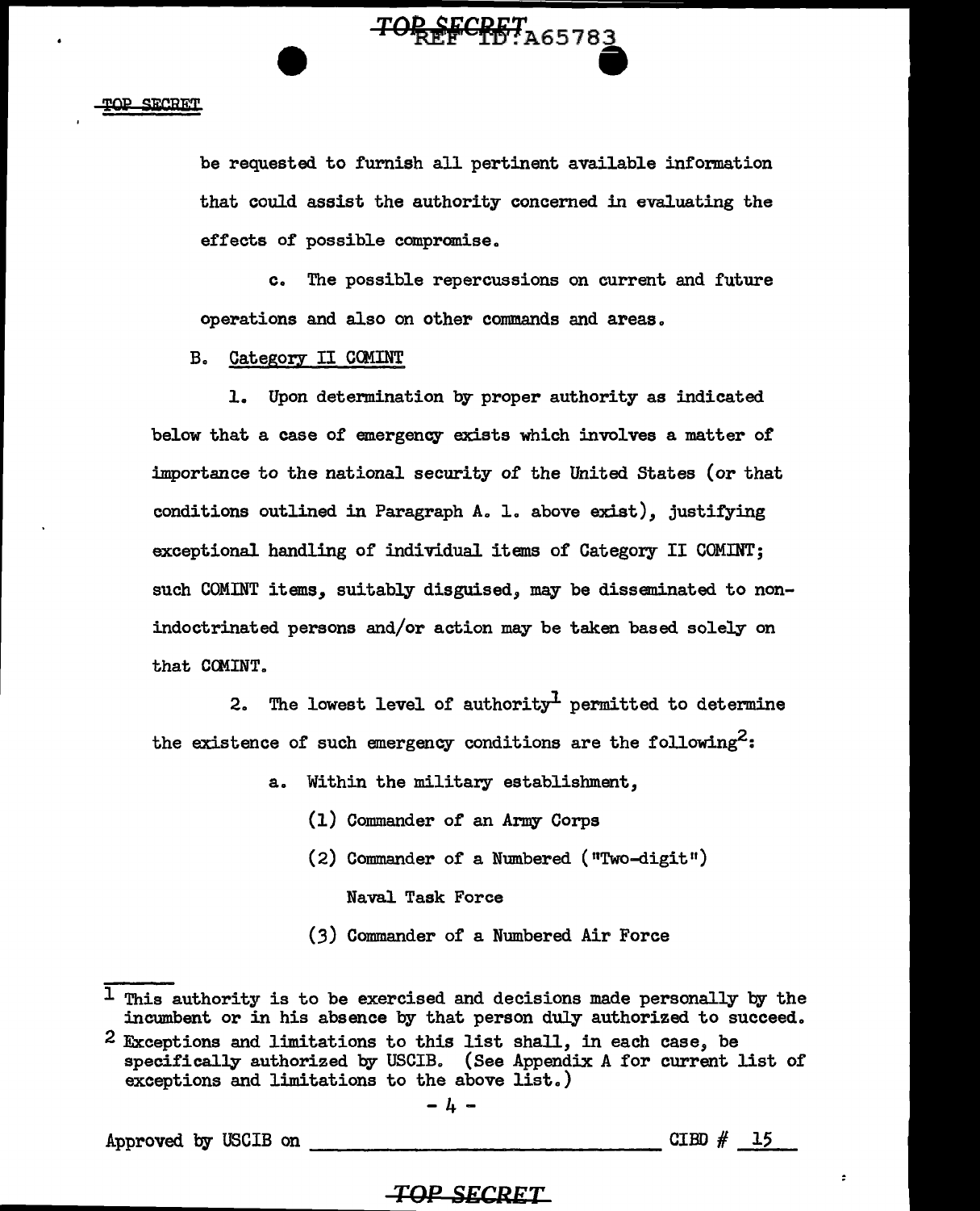be requested to furnish all pertinent available information that could assist the authority concerned in evaluating the effects of possible compromise.

c. The possible repercussions on current and future operations and also on other commands and areas.

B. Category II COMINT

1. Upon determination by proper authority as indicated below that a case of emergency exists which involves a matter of importance to the national security of the United States (or that conditions outlined in Paragraph A. 1. above exist), justifying exceptional handling of individual items of Category II COMINT; such COMINT items, suitably disguised, may be disseminated to non-indoctrinated persons and/or action may be taken based solely on that COMINT.

2. The lowest level of authority[1] permitted to determine the existence of such emergency conditions are the following[2]:

a. Within the military establishment,

(1) Commander of an Army Corps

(2) Commander of a Numbered ("Two-digit") Naval Task Force

(3) Commander of a Numbered Air Force

[1] This authority is to be exercised and decisions made personally by the incumbent or in his absence by that person duly authorized to succeed.

[2] Exceptions and limitations to this list shall, in each case, be specifically authorized by USCIB. (See Appendix A for current list of exceptions and limitations to the above list.)

Approved by USCIB on ______________ CIBD # 15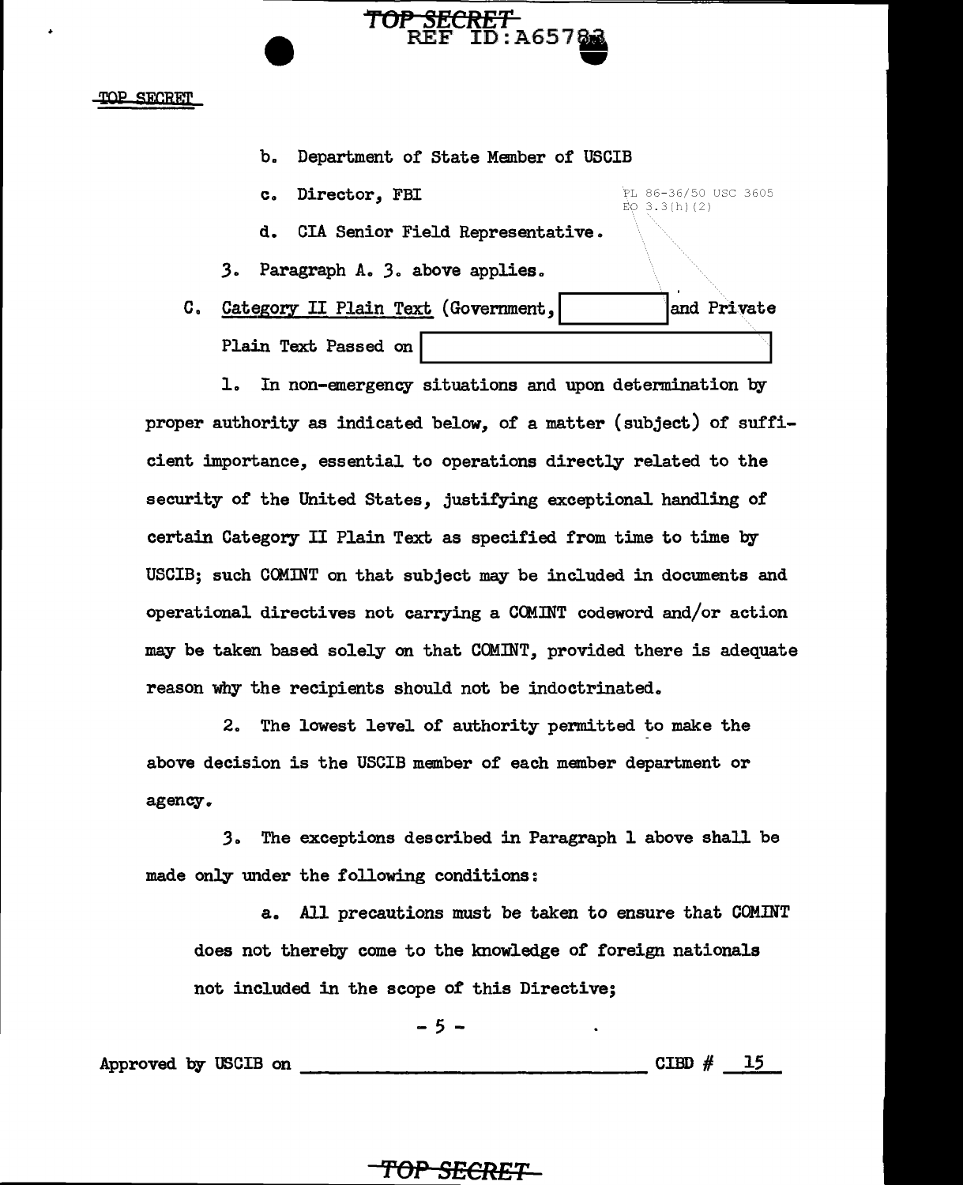b. Department of State Member of USCIB

c. Director, FBI

PL 86-36/50 USC 3605
EO 3.3(h)(2)

d. CIA Senior Field Representative.

3. Paragraph A. 3. above applies.

C. Category II Plain Text (Government, [redacted] and Private Plain Text Passed on [redacted]

1. In non-emergency situations and upon determination by proper authority as indicated below, of a matter (subject) of sufficient importance, essential to operations directly related to the security of the United States, justifying exceptional handling of certain Category II Plain Text as specified from time to time by USCIB; such COMINT on that subject may be included in documents and operational directives not carrying a COMINT codeword and/or action may be taken based solely on that COMINT, provided there is adequate reason why the recipients should not be indoctrinated.

2. The lowest level of authority permitted to make the above decision is the USCIB member of each member department or agency.

3. The exceptions described in Paragraph 1 above shall be made only under the following conditions:

a. All precautions must be taken to ensure that COMINT does not thereby come to the knowledge of foreign nationals not included in the scope of this Directive;

Approved by USCIB on ______________________ CIBD # 15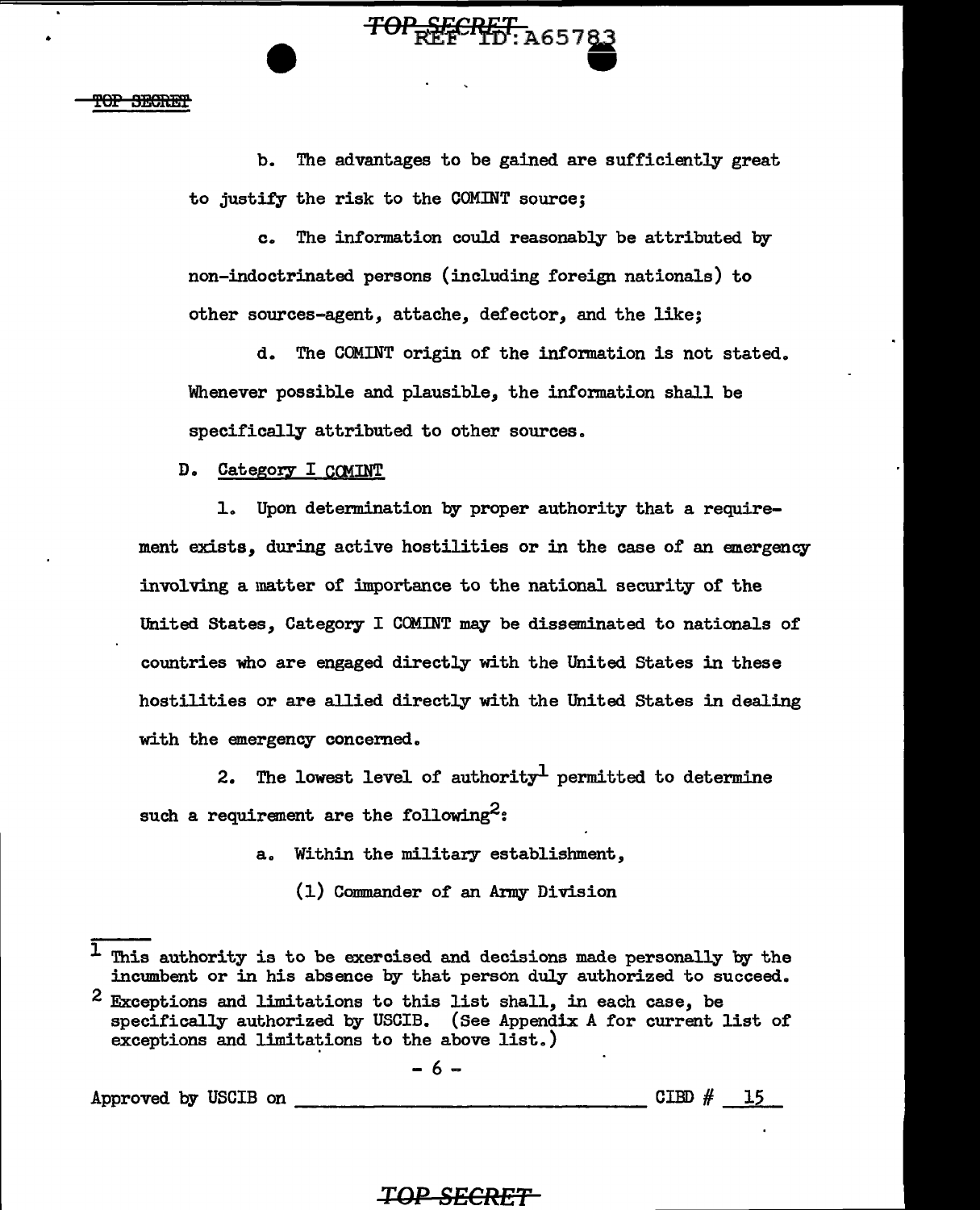b. The advantages to be gained are sufficiently great to justify the risk to the COMINT source;

c. The information could reasonably be attributed by non-indoctrinated persons (including foreign nationals) to other sources-agent, attache, defector, and the like;

d. The COMINT origin of the information is not stated. Whenever possible and plausible, the information shall be specifically attributed to other sources.

D. Category I COMINT

1. Upon determination by proper authority that a requirement exists, during active hostilities or in the case of an emergency involving a matter of importance to the national security of the United States, Category I COMINT may be disseminated to nationals of countries who are engaged directly with the United States in these hostilities or are allied directly with the United States in dealing with the emergency concerned.

2. The lowest level of authority[1] permitted to determine such a requirement are the following[2]:

a. Within the military establishment,

(1) Commander of an Army Division

[1] This authority is to be exercised and decisions made personally by the incumbent or in his absence by that person duly authorized to succeed.

[2] Exceptions and limitations to this list shall, in each case, be specifically authorized by USCIB. (See Appendix A for current list of exceptions and limitations to the above list.)

Approved by USCIB on \_\_\_\_\_\_\_\_\_\_\_\_\_\_\_\_\_\_\_\_ CIBD # 15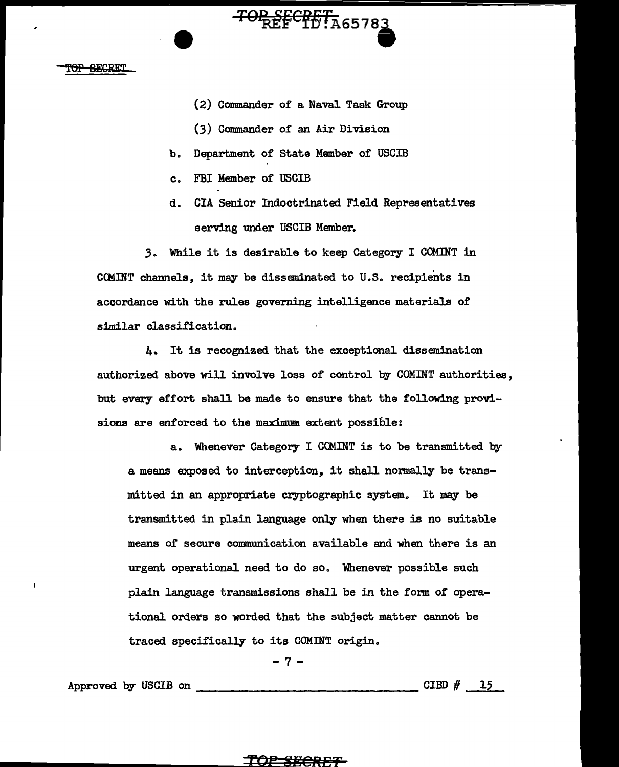(2) Commander of a Naval Task Group

(3) Commander of an Air Division

b. Department of State Member of USCIB

c. FBI Member of USCIB

d. CIA Senior Indoctrinated Field Representatives serving under USCIB Member.

3. While it is desirable to keep Category I COMINT in COMINT channels, it may be disseminated to U.S. recipients in accordance with the rules governing intelligence materials of similar classification.

4. It is recognized that the exceptional dissemination authorized above will involve loss of control by COMINT authorities, but every effort shall be made to ensure that the following provisions are enforced to the maximum extent possible:

a. Whenever Category I COMINT is to be transmitted by a means exposed to interception, it shall normally be transmitted in an appropriate cryptographic system. It may be transmitted in plain language only when there is no suitable means of secure communication available and when there is an urgent operational need to do so. Whenever possible such plain language transmissions shall be in the form of operational orders so worded that the subject matter cannot be traced specifically to its COMINT origin.

Approved by USCIB on ______________________ CIBD # 15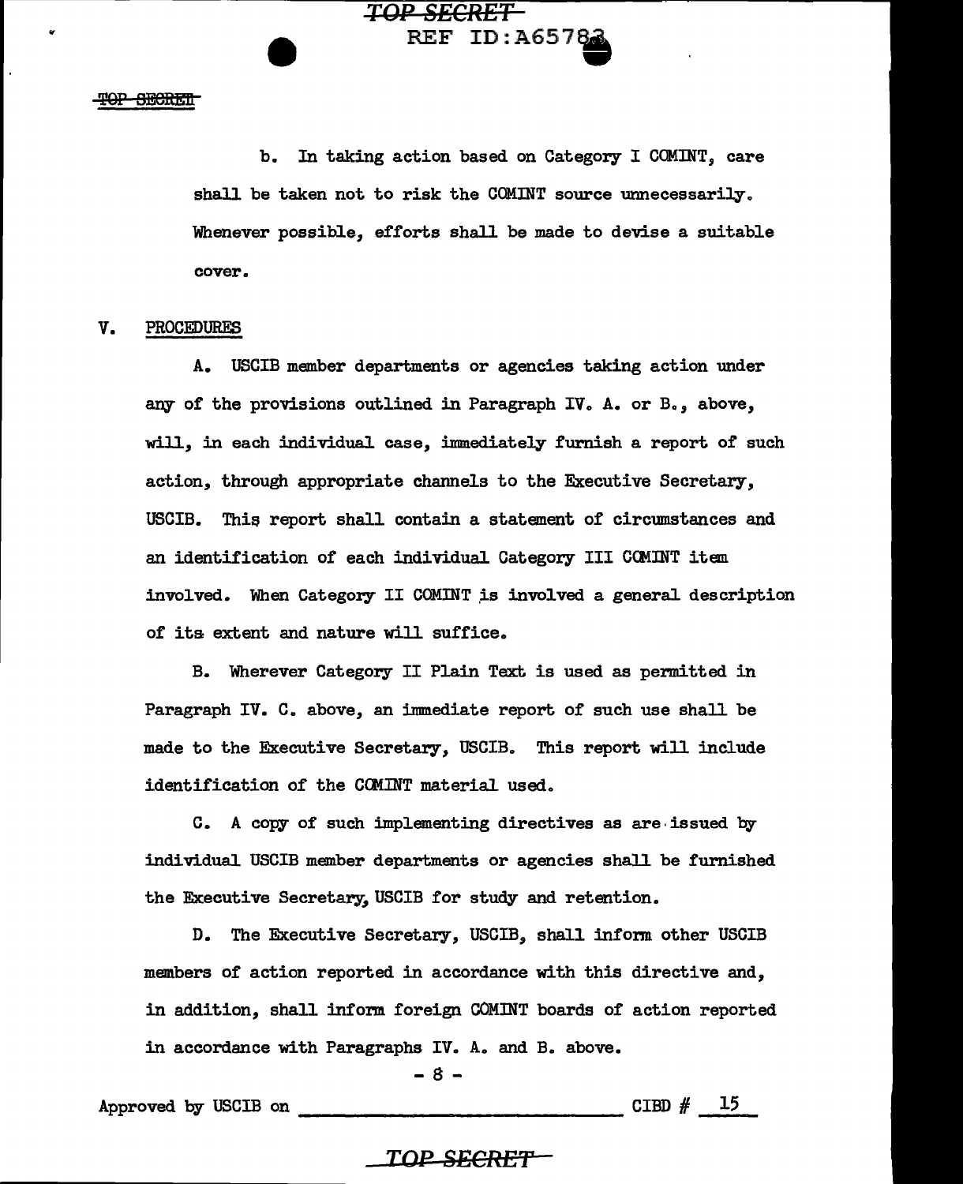b. In taking action based on Category I COMINT, care shall be taken not to risk the COMINT source unnecessarily. Whenever possible, efforts shall be made to devise a suitable cover.

## V. PROCEDURES

A. USCIB member departments or agencies taking action under any of the provisions outlined in Paragraph IV. A. or B., above, will, in each individual case, immediately furnish a report of such action, through appropriate channels to the Executive Secretary, USCIB. This report shall contain a statement of circumstances and an identification of each individual Category III COMINT item involved. When Category II COMINT is involved a general description of its extent and nature will suffice.

B. Wherever Category II Plain Text is used as permitted in Paragraph IV. C. above, an immediate report of such use shall be made to the Executive Secretary, USCIB. This report will include identification of the COMINT material used.

C. A copy of such implementing directives as are issued by individual USCIB member departments or agencies shall be furnished the Executive Secretary, USCIB for study and retention.

D. The Executive Secretary, USCIB, shall inform other USCIB members of action reported in accordance with this directive and, in addition, shall inform foreign COMINT boards of action reported in accordance with Paragraphs IV. A. and B. above.

Approved by USCIB on ____________________ CIBD # 15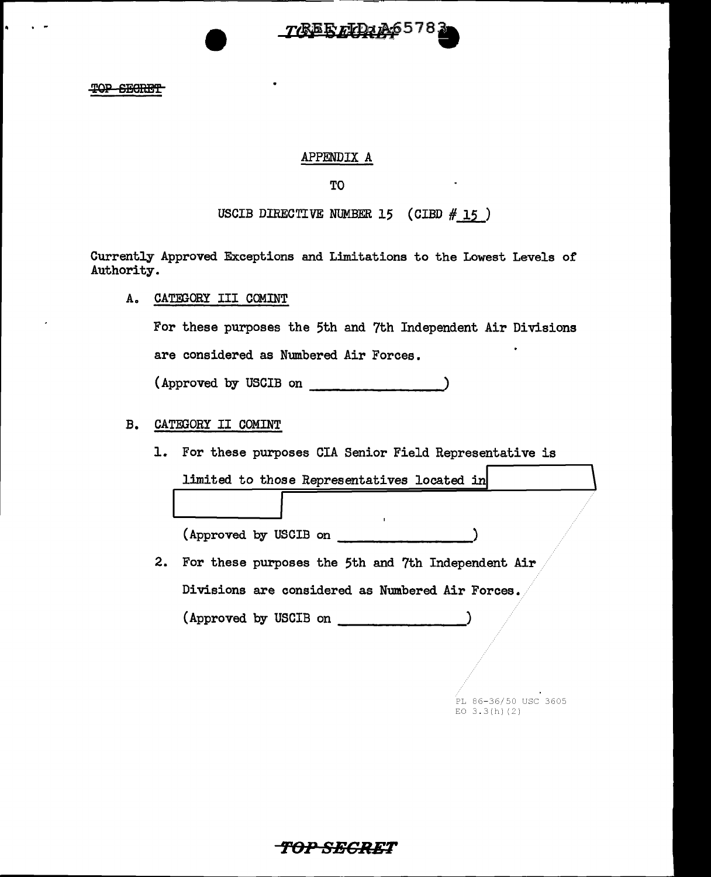TOP SECRET

## APPENDIX A

## TO

## USCIB DIRECTIVE NUMBER 15 (CIBD # 15)

Currently Approved Exceptions and Limitations to the Lowest Levels of Authority.

A. CATEGORY III COMINT

For these purposes the 5th and 7th Independent Air Divisions are considered as Numbered Air Forces.

(Approved by USCIB on \_\_\_\_\_\_\_\_\_\_\_\_\_\_\_\_)

B. CATEGORY II COMINT

1. For these purposes CIA Senior Field Representative is limited to those Representatives located in [REDACTED]

(Approved by USCIB on \_\_\_\_\_\_\_\_\_\_\_\_\_\_\_\_)

2. For these purposes the 5th and 7th Independent Air Divisions are considered as Numbered Air Forces.

(Approved by USCIB on \_\_\_\_\_\_\_\_\_\_\_\_\_\_\_\_)

PL 86-36/50 USC 3605
EO 3.3(h)(2)

TOP SECRET